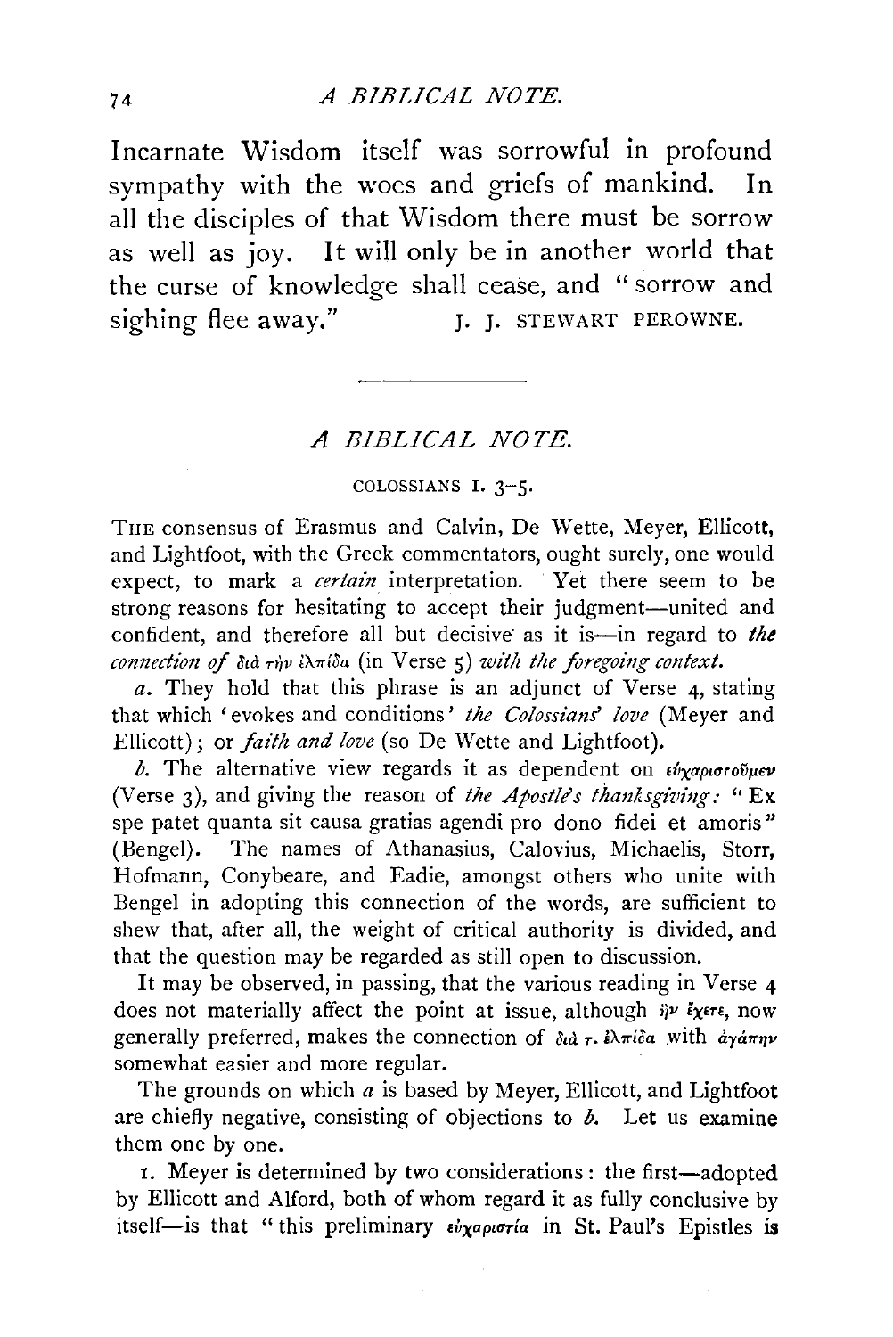Incarnate Wisdom itself was sorrowful in profound sympathy with the woes and griefs of mankind. In all the disciples of that Wisdom there must be sorrow as well as joy. It will only be in another world that the curse of knowledge shall cease, and "sorrow and sighing flee away."

J. J. STEWART PEROWNE.

---

## *A BIBLICAL NOTE.*

### COLOSSIANS I. 3–5.

THE consensus of Erasmus and Calvin, De Wette, Meyer, Ellicott, and Lightfoot, with the Greek commentators, ought surely, one would expect, to mark a *certain* interpretation. Yet there seem to be strong reasons for hesitating to accept their judgment—united and confident, and therefore all but decisive as it is—in regard to *the connection of* διὰ τὴν ἐλπίδα (in Verse 5) *with the foregoing context.*

*a.* They hold that this phrase is an adjunct of Verse 4, stating that which 'evokes and conditions' *the Colossians' love* (Meyer and Ellicott); or *faith and love* (so De Wette and Lightfoot).

*b.* The alternative view regards it as dependent on εὐχαριστοῦμεν (Verse 3), and giving the reason of *the Apostle's thanksgiving:* "Ex spe patet quanta sit causa gratias agendi pro dono fidei et amoris" (Bengel). The names of Athanasius, Calovius, Michaelis, Storr, Hofmann, Conybeare, and Eadie, amongst others who unite with Bengel in adopting this connection of the words, are sufficient to shew that, after all, the weight of critical authority is divided, and that the question may be regarded as still open to discussion.

It may be observed, in passing, that the various reading in Verse 4 does not materially affect the point at issue, although ἣν ἔχετε, now generally preferred, makes the connection of διὰ τ. ἐλπίδα with ἀγάπην somewhat easier and more regular.

The grounds on which *a* is based by Meyer, Ellicott, and Lightfoot are chiefly negative, consisting of objections to *b.* Let us examine them one by one.

1. Meyer is determined by two considerations: the first—adopted by Ellicott and Alford, both of whom regard it as fully conclusive by itself—is that "this preliminary εὐχαριστία in St. Paul's Epistles is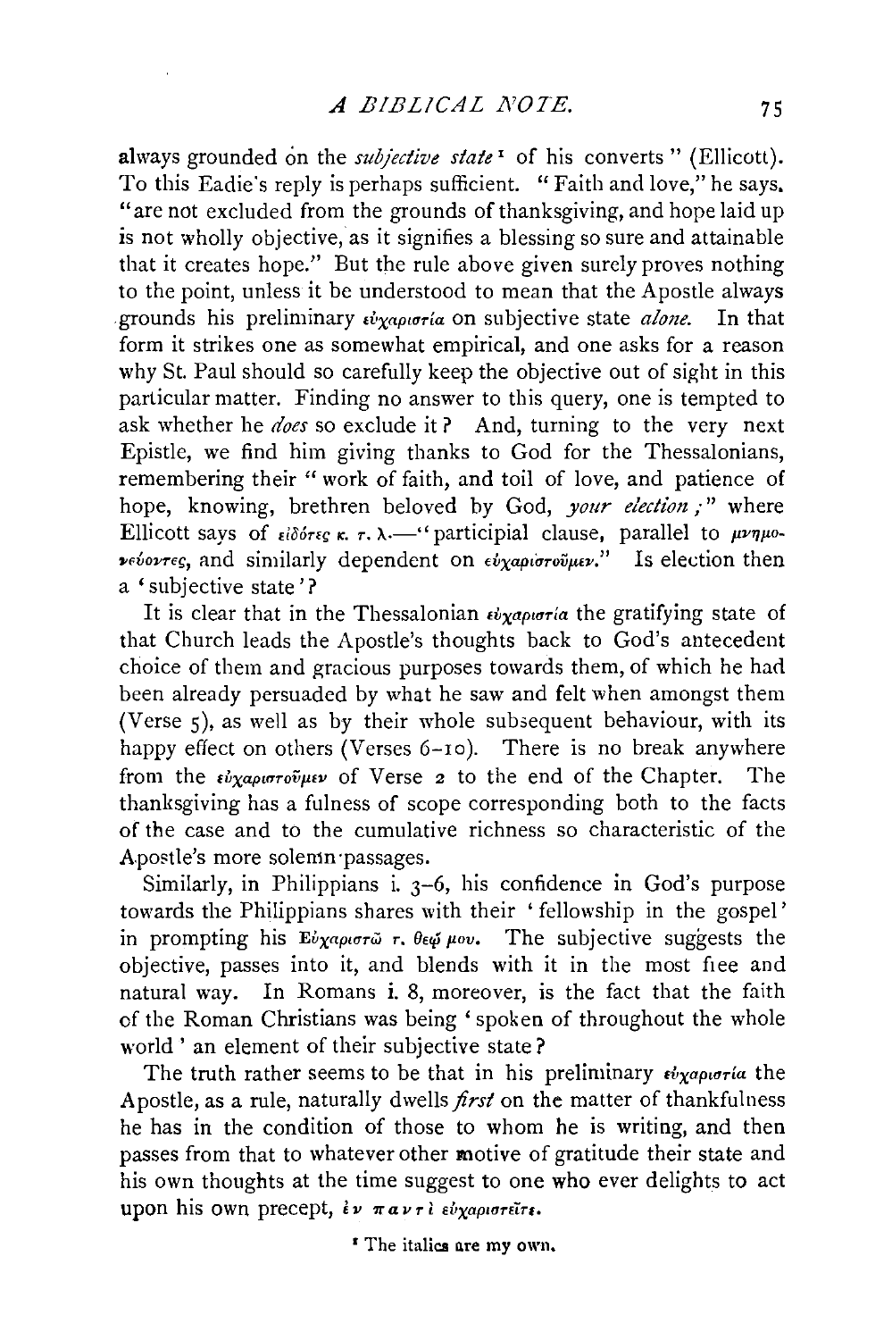always grounded on the *subjective state*[1] of his converts" (Ellicott). To this Eadie's reply is perhaps sufficient. "Faith and love," he says. "are not excluded from the grounds of thanksgiving, and hope laid up is not wholly objective, as it signifies a blessing so sure and attainable that it creates hope." But the rule above given surely proves nothing to the point, unless it be understood to mean that the Apostle always grounds his preliminary εὐχαριστία on subjective state *alone*. In that form it strikes one as somewhat empirical, and one asks for a reason why St. Paul should so carefully keep the objective out of sight in this particular matter. Finding no answer to this query, one is tempted to ask whether he *does* so exclude it? And, turning to the very next Epistle, we find him giving thanks to God for the Thessalonians, remembering their "work of faith, and toil of love, and patience of hope, knowing, brethren beloved by God, *your election*;" where Ellicott says of εἰδότες κ. τ. λ.—"participial clause, parallel to μνημονεύοντες, and similarly dependent on εὐχαριστοῦμεν." Is election then a 'subjective state'?

It is clear that in the Thessalonian εὐχαριστία the gratifying state of that Church leads the Apostle's thoughts back to God's antecedent choice of them and gracious purposes towards them, of which he had been already persuaded by what he saw and felt when amongst them (Verse 5), as well as by their whole subsequent behaviour, with its happy effect on others (Verses 6–10). There is no break anywhere from the εὐχαριστοῦμεν of Verse 2 to the end of the Chapter. The thanksgiving has a fulness of scope corresponding both to the facts of the case and to the cumulative richness so characteristic of the Apostle's more solemn passages.

Similarly, in Philippians i. 3–6, his confidence in God's purpose towards the Philippians shares with their 'fellowship in the gospel' in prompting his Εὐχαριστῶ τ. θεῷ μου. The subjective suggests the objective, passes into it, and blends with it in the most free and natural way. In Romans i. 8, moreover, is the fact that the faith of the Roman Christians was being 'spoken of throughout the whole world' an element of their subjective state?

The truth rather seems to be that in his preliminary εὐχαριστία the Apostle, as a rule, naturally dwells *first* on the matter of thankfulness he has in the condition of those to whom he is writing, and then passes from that to whatever other motive of gratitude their state and his own thoughts at the time suggest to one who ever delights to act upon his own precept, ἐν παντὶ εὐχαριστεῖτε.

[1] The italics are my own.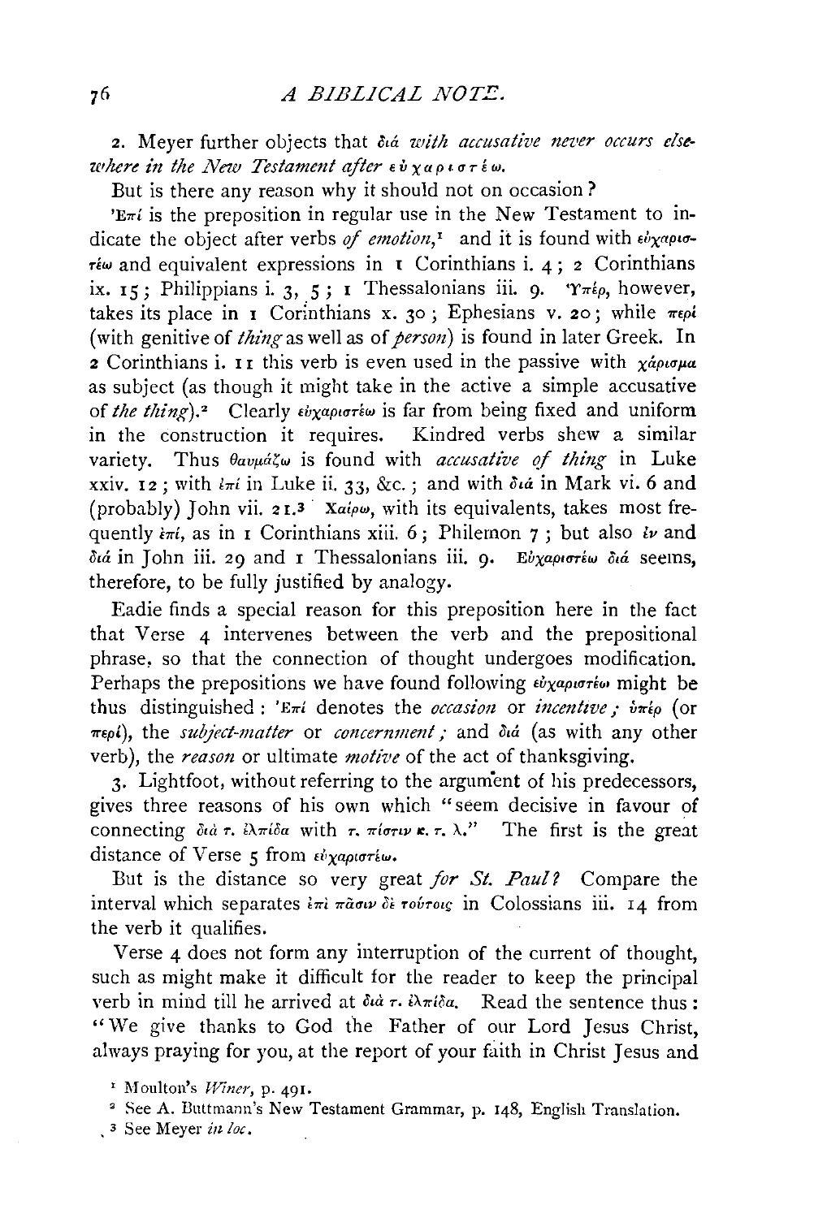2. Meyer further objects that διά *with accusative never occurs elsewhere in the New Testament after* εὐχαριστέω.

But is there any reason why it should not on occasion?

Ἐπί is the preposition in regular use in the New Testament to indicate the object after verbs *of emotion*,[1] and it is found with εὐχαριστέω and equivalent expressions in 1 Corinthians i. 4; 2 Corinthians ix. 15; Philippians i. 3, 5; 1 Thessalonians iii. 9. Ὑπέρ, however, takes its place in 1 Corinthians x. 30; Ephesians v. 20; while περί (with genitive of *thing* as well as of *person*) is found in later Greek. In 2 Corinthians i. 11 this verb is even used in the passive with χάρισμα as subject (as though it might take in the active a simple accusative of *the thing*).[2] Clearly εὐχαριστέω is far from being fixed and uniform in the construction it requires. Kindred verbs shew a similar variety. Thus θαυμάζω is found with *accusative of thing* in Luke xxiv. 12; with ἐπί in Luke ii. 33, &c.; and with διά in Mark vi. 6 and (probably) John vii. 21.[3] Χαίρω, with its equivalents, takes most frequently ἐπί, as in 1 Corinthians xiii. 6; Philemon 7; but also ἐν and διά in John iii. 29 and 1 Thessalonians iii. 9. Εὐχαριστέω διά seems, therefore, to be fully justified by analogy.

Eadie finds a special reason for this preposition here in the fact that Verse 4 intervenes between the verb and the prepositional phrase, so that the connection of thought undergoes modification. Perhaps the prepositions we have found following εὐχαριστέω might be thus distinguished: Ἐπί denotes the *occasion* or *incentive*; ὑπέρ (or περί), the *subject-matter* or *concernment*; and διά (as with any other verb), the *reason* or ultimate *motive* of the act of thanksgiving.

3. Lightfoot, without referring to the argument of his predecessors, gives three reasons of his own which "seem decisive in favour of connecting διὰ τ. ἐλπίδα with τ. πίστιν κ. τ. λ." The first is the great distance of Verse 5 from εὐχαριστέω.

But is the distance so very great *for St. Paul*? Compare the interval which separates ἐπὶ πᾶσιν δὲ τούτοις in Colossians iii. 14 from the verb it qualifies.

Verse 4 does not form any interruption of the current of thought, such as might make it difficult for the reader to keep the principal verb in mind till he arrived at διὰ τ. ἐλπίδα. Read the sentence thus: "We give thanks to God the Father of our Lord Jesus Christ, always praying for you, at the report of your faith in Christ Jesus and

[1] Moulton's *Winer*, p. 491.

[2] See A. Buttmann's New Testament Grammar, p. 148, English Translation.

[3] See Meyer *in loc.*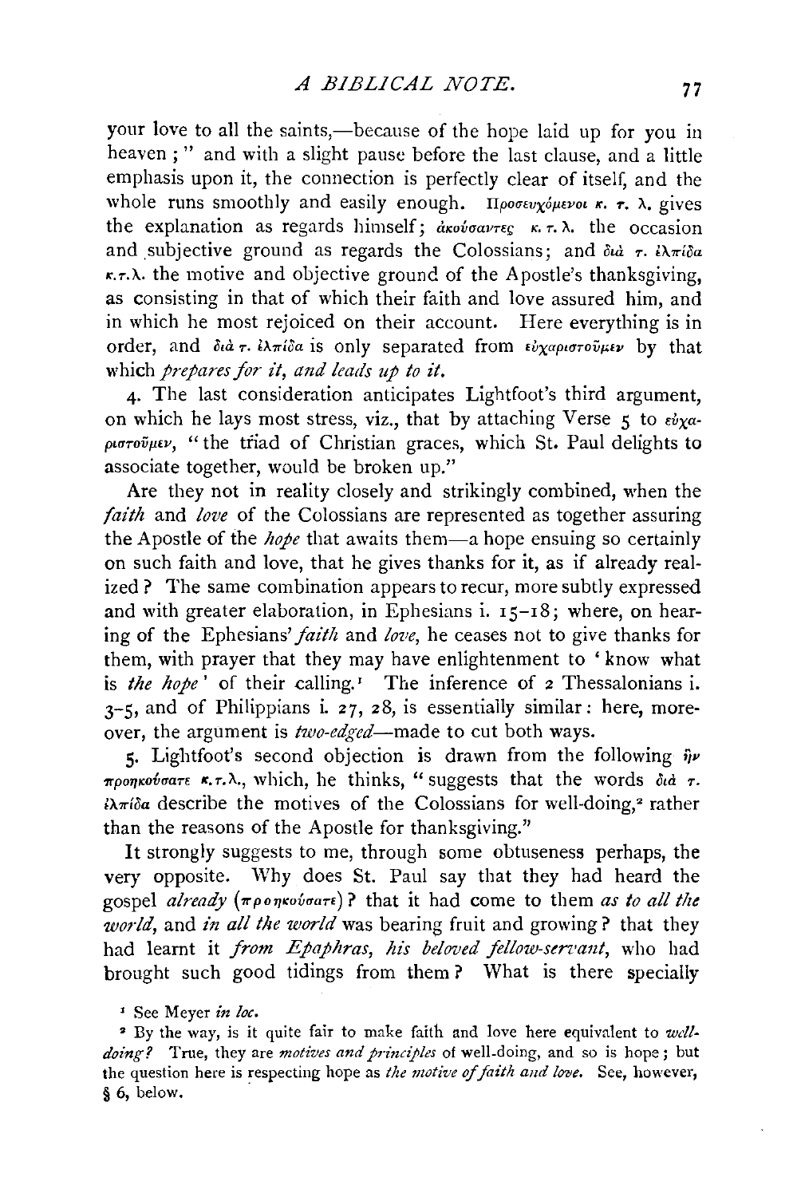your love to all the saints,—because of the hope laid up for you in heaven ;" and with a slight pause before the last clause, and a little emphasis upon it, the connection is perfectly clear of itself, and the whole runs smoothly and easily enough. Προσευχόμενοι κ. τ. λ. gives the explanation as regards himself; ἀκούσαντες κ. τ. λ. the occasion and subjective ground as regards the Colossians; and διὰ τ. ἐλπίδα κ.τ.λ. the motive and objective ground of the Apostle's thanksgiving, as consisting in that of which their faith and love assured him, and in which he most rejoiced on their account. Here everything is in order, and διὰ τ. ἐλπίδα is only separated from εὐχαριστοῦμεν by that which *prepares for it, and leads up to it.*

4. The last consideration anticipates Lightfoot's third argument, on which he lays most stress, viz., that by attaching Verse 5 to εὐχαριστοῦμεν, "the triad of Christian graces, which St. Paul delights to associate together, would be broken up."

Are they not in reality closely and strikingly combined, when the *faith* and *love* of the Colossians are represented as together assuring the Apostle of the *hope* that awaits them—a hope ensuing so certainly on such faith and love, that he gives thanks for it, as if already realized? The same combination appears to recur, more subtly expressed and with greater elaboration, in Ephesians i. 15–18; where, on hearing of the Ephesians' *faith* and *love*, he ceases not to give thanks for them, with prayer that they may have enlightenment to 'know what is *the hope*' of their calling.[1] The inference of 2 Thessalonians i. 3–5, and of Philippians i. 27, 28, is essentially similar: here, moreover, the argument is *two-edged*—made to cut both ways.

5. Lightfoot's second objection is drawn from the following ἣν προηκούσατε κ.τ.λ., which, he thinks, "suggests that the words διὰ τ. ἐλπίδα describe the motives of the Colossians for well-doing,[2] rather than the reasons of the Apostle for thanksgiving."

It strongly suggests to me, through some obtuseness perhaps, the very opposite. Why does St. Paul say that they had heard the gospel *already* (προηκούσατε)? that it had come to them *as to all the world*, and *in all the world* was bearing fruit and growing? that they had learnt it *from Epaphras, his beloved fellow-servant*, who had brought such good tidings from them? What is there specially

[1] See Meyer *in loc.*

[2] By the way, is it quite fair to make faith and love here equivalent to *well-doing?* True, they are *motives and principles* of well-doing, and so is hope; but the question here is respecting hope as *the motive of faith and love.* See, however, § 6, below.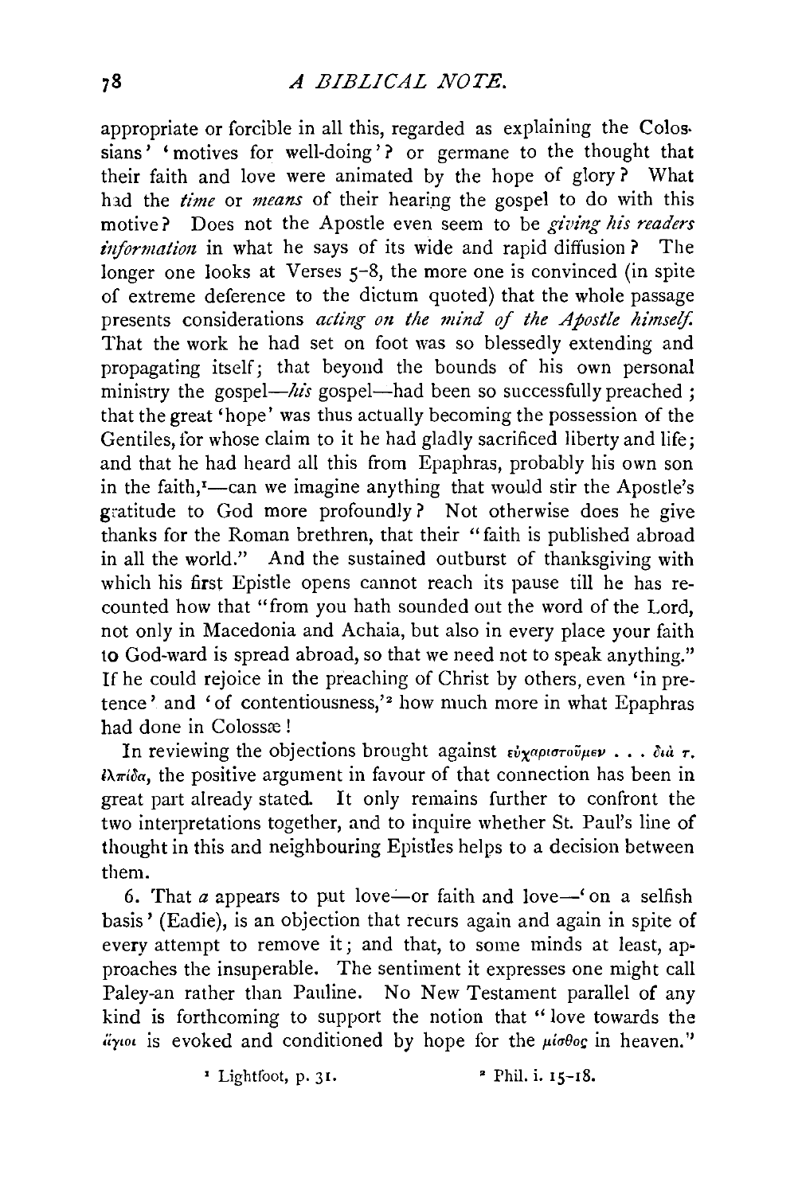appropriate or forcible in all this, regarded as explaining the Colossians' 'motives for well-doing'? or germane to the thought that their faith and love were animated by the hope of glory? What had the *time* or *means* of their hearing the gospel to do with this motive? Does not the Apostle even seem to be *giving his readers information* in what he says of its wide and rapid diffusion? The longer one looks at Verses 5–8, the more one is convinced (in spite of extreme deference to the dictum quoted) that the whole passage presents considerations *acting on the mind of the Apostle himself.* That the work he had set on foot was so blessedly extending and propagating itself; that beyond the bounds of his own personal ministry the gospel—*his* gospel—had been so successfully preached; that the great 'hope' was thus actually becoming the possession of the Gentiles, for whose claim to it he had gladly sacrificed liberty and life; and that he had heard all this from Epaphras, probably his own son in the faith,[1]—can we imagine anything that would stir the Apostle's gratitude to God more profoundly? Not otherwise does he give thanks for the Roman brethren, that their "faith is published abroad in all the world." And the sustained outburst of thanksgiving with which his first Epistle opens cannot reach its pause till he has recounted how that "from you hath sounded out the word of the Lord, not only in Macedonia and Achaia, but also in every place your faith to God-ward is spread abroad, so that we need not to speak anything." If he could rejoice in the preaching of Christ by others, even 'in pretence' and 'of contentiousness,'[2] how much more in what Epaphras had done in Colossæ!

In reviewing the objections brought against εὐχαριστοῦμεν . . . διὰ τ. ἐλπίδα, the positive argument in favour of that connection has been in great part already stated. It only remains further to confront the two interpretations together, and to inquire whether St. Paul's line of thought in this and neighbouring Epistles helps to a decision between them.

6. That *a* appears to put love—or faith and love—'on a selfish basis' (Eadie), is an objection that recurs again and again in spite of every attempt to remove it; and that, to some minds at least, approaches the insuperable. The sentiment it expresses one might call Paley-an rather than Pauline. No New Testament parallel of any kind is forthcoming to support the notion that "love towards the ἅγιοι is evoked and conditioned by hope for the μισθος in heaven."

[1] Lightfoot, p. 31. [2] Phil. i. 15–18.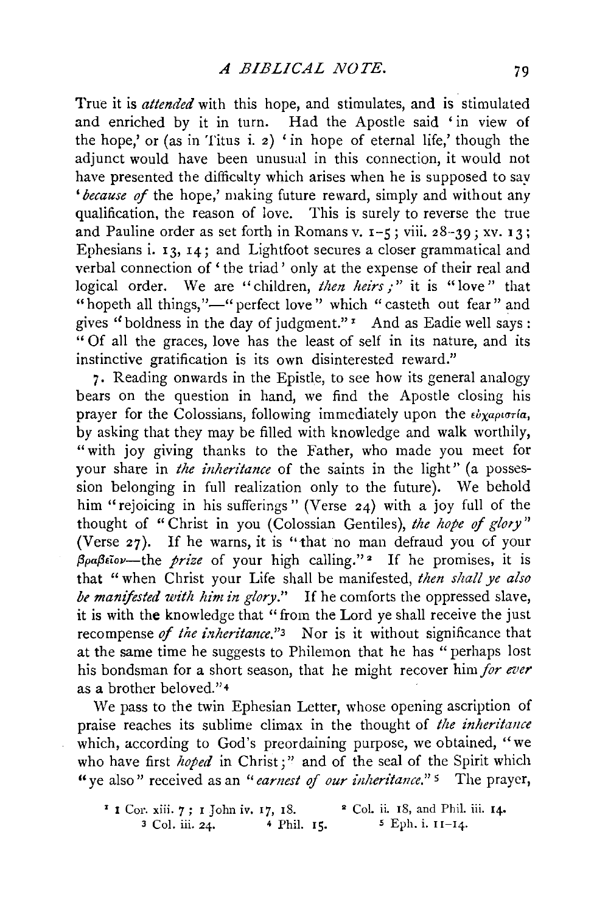True it is *attended* with this hope, and stimulates, and is stimulated and enriched by it in turn. Had the Apostle said 'in view of the hope,' or (as in Titus i. 2) 'in hope of eternal life,' though the adjunct would have been unusual in this connection, it would not have presented the difficulty which arises when he is supposed to say '*because of* the hope,' making future reward, simply and without any qualification, the reason of love. This is surely to reverse the true and Pauline order as set forth in Romans v. 1–5; viii. 28–39; xv. 13; Ephesians i. 13, 14; and Lightfoot secures a closer grammatical and verbal connection of 'the triad' only at the expense of their real and logical order. We are "children, *then heirs*;" it is "love" that "hopeth all things,"—"perfect love" which "casteth out fear" and gives "boldness in the day of judgment."[1] And as Eadie well says: "Of all the graces, love has the least of self in its nature, and its instinctive gratification is its own disinterested reward."

7. Reading onwards in the Epistle, to see how its general analogy bears on the question in hand, we find the Apostle closing his prayer for the Colossians, following immediately upon the εὐχαριστία, by asking that they may be filled with knowledge and walk worthily, "with joy giving thanks to the Father, who made you meet for your share in *the inheritance* of the saints in the light" (a possession belonging in full realization only to the future). We behold him "rejoicing in his sufferings" (Verse 24) with a joy full of the thought of "Christ in you (Colossian Gentiles), *the hope of glory*" (Verse 27). If he warns, it is "that no man defraud you of your βραβεῖον—the *prize* of your high calling."[2] If he promises, it is that "when Christ your Life shall be manifested, *then shall ye also be manifested with him in glory*." If he comforts the oppressed slave, it is with the knowledge that "from the Lord ye shall receive the just recompense *of the inheritance*."[3] Nor is it without significance that at the same time he suggests to Philemon that he has "perhaps lost his bondsman for a short season, that he might recover him *for ever* as a brother beloved."[4]

We pass to the twin Ephesian Letter, whose opening ascription of praise reaches its sublime climax in the thought of *the inheritance* which, according to God's preordaining purpose, we obtained, "we who have first *hoped* in Christ;" and of the seal of the Spirit which "ye also" received as an "*earnest of our inheritance*."[5] The prayer,

[1] 1 Cor. xiii. 7; 1 John iv. 17, 18.
[2] Col. ii. 18, and Phil. iii. 14.
[3] Col. iii. 24.
[4] Phil. 15.
[5] Eph. i. 11–14.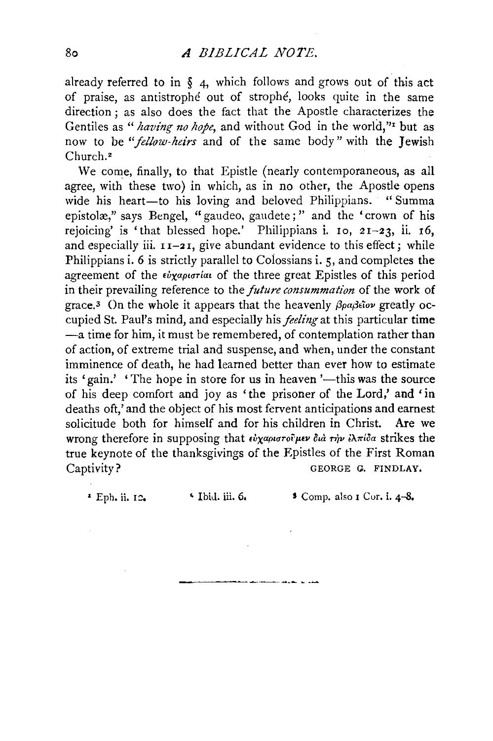already referred to in § 4, which follows and grows out of this act of praise, as antistrophé out of strophé, looks quite in the same direction; as also does the fact that the Apostle characterizes the Gentiles as "*having no hope*, and without God in the world,"[1] but as now to be "*fellow-heirs* and of the same body" with the Jewish Church.[2]

We come, finally, to that Epistle (nearly contemporaneous, as all agree, with these two) in which, as in no other, the Apostle opens wide his heart—to his loving and beloved Philippians. "Summa epistolæ," says Bengel, "gaudeo, gaudete;" and the 'crown of his rejoicing' is 'that blessed hope.' Philippians i. 10, 21–23, ii. 16, and especially iii. 11–21, give abundant evidence to this effect; while Philippians i. 6 is strictly parallel to Colossians i. 5, and completes the agreement of the εὐχαριστίαι of the three great Epistles of this period in their prevailing reference to the *future consummation* of the work of grace.[3] On the whole it appears that the heavenly βραβεῖον greatly occupied St. Paul's mind, and especially his *feeling* at this particular time—a time for him, it must be remembered, of contemplation rather than of action, of extreme trial and suspense, and when, under the constant imminence of death, he had learned better than ever how to estimate its 'gain.' 'The hope in store for us in heaven'—this was the source of his deep comfort and joy as 'the prisoner of the Lord,' and 'in deaths oft,' and the object of his most fervent anticipations and earnest solicitude both for himself and for his children in Christ. Are we wrong therefore in supposing that εὐχαριστοῦμεν διὰ τὴν ἐλπίδα strikes the true keynote of the thanksgivings of the Epistles of the First Roman Captivity?

GEORGE G. FINDLAY.

[1] Eph. ii. 12. [2] Ibid. iii. 6. [3] Comp. also 1 Cor. i. 4–8.